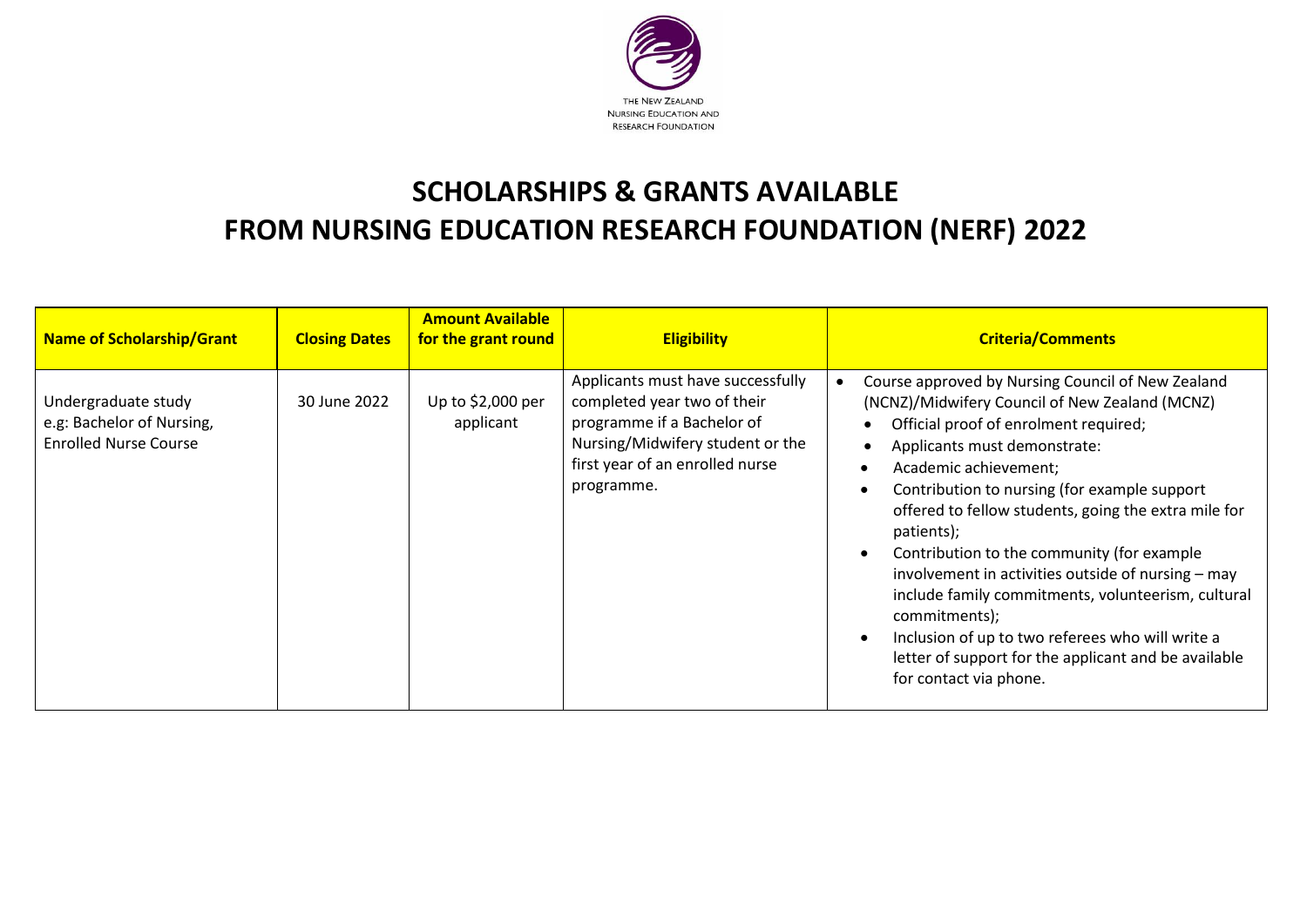THE NEW ZEALAND
NURSING EDUCATION AND
RESEARCH FOUNDATION

# SCHOLARSHIPS & GRANTS AVAILABLE FROM NURSING EDUCATION RESEARCH FOUNDATION (NERF) 2022

| Name of Scholarship/Grant | Closing Dates | Amount Available for the grant round | Eligibility | Criteria/Comments |
|---|---|---|---|---|
| Undergraduate study e.g: Bachelor of Nursing, Enrolled Nurse Course | 30 June 2022 | Up to $2,000 per applicant | Applicants must have successfully completed year two of their programme if a Bachelor of Nursing/Midwifery student or the first year of an enrolled nurse programme. | • Course approved by Nursing Council of New Zealand (NCNZ)/Midwifery Council of New Zealand (MCNZ)<br>• Official proof of enrolment required;<br>• Applicants must demonstrate:<br>• Academic achievement;<br>• Contribution to nursing (for example support offered to fellow students, going the extra mile for patients);<br>• Contribution to the community (for example involvement in activities outside of nursing – may include family commitments, volunteerism, cultural commitments);<br>• Inclusion of up to two referees who will write a letter of support for the applicant and be available for contact via phone. |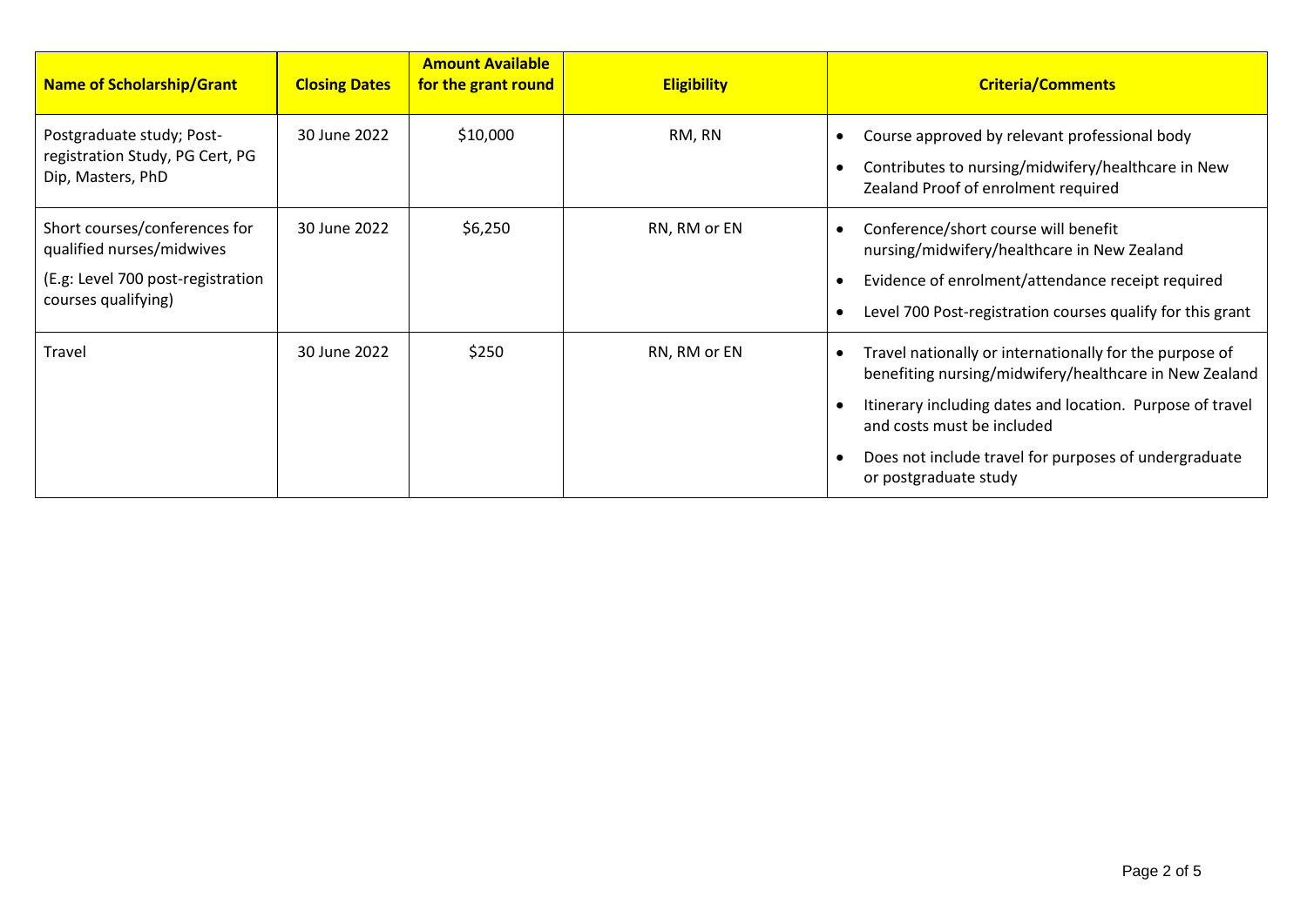| Name of Scholarship/Grant | Closing Dates | Amount Available for the grant round | Eligibility | Criteria/Comments |
| --- | --- | --- | --- | --- |
| Postgraduate study; Post-registration Study, PG Cert, PG Dip, Masters, PhD | 30 June 2022 | $10,000 | RM, RN | • Course approved by relevant professional body<br>• Contributes to nursing/midwifery/healthcare in New Zealand Proof of enrolment required |
| Short courses/conferences for qualified nurses/midwives<br>(E.g: Level 700 post-registration courses qualifying) | 30 June 2022 | $6,250 | RN, RM or EN | • Conference/short course will benefit nursing/midwifery/healthcare in New Zealand<br>• Evidence of enrolment/attendance receipt required<br>• Level 700 Post-registration courses qualify for this grant |
| Travel | 30 June 2022 | $250 | RN, RM or EN | • Travel nationally or internationally for the purpose of benefiting nursing/midwifery/healthcare in New Zealand<br>• Itinerary including dates and location. Purpose of travel and costs must be included<br>• Does not include travel for purposes of undergraduate or postgraduate study |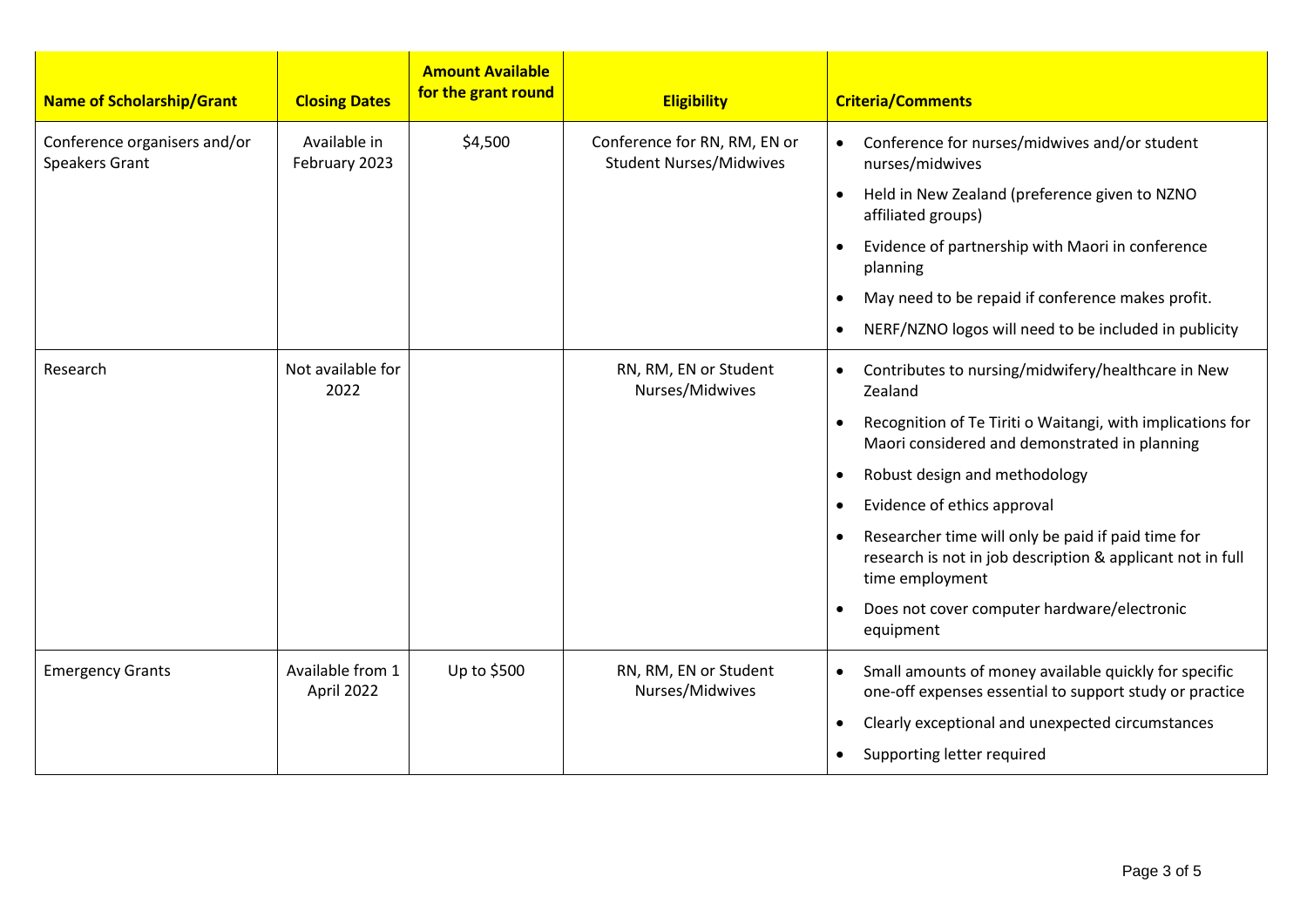| Name of Scholarship/Grant | Closing Dates | Amount Available for the grant round | Eligibility | Criteria/Comments |
|---|---|---|---|---|
| Conference organisers and/or Speakers Grant | Available in February 2023 | $4,500 | Conference for RN, RM, EN or Student Nurses/Midwives | • Conference for nurses/midwives and/or student nurses/midwives<br>• Held in New Zealand (preference given to NZNO affiliated groups)<br>• Evidence of partnership with Maori in conference planning<br>• May need to be repaid if conference makes profit.<br>• NERF/NZNO logos will need to be included in publicity |
| Research | Not available for 2022 | | RN, RM, EN or Student Nurses/Midwives | • Contributes to nursing/midwifery/healthcare in New Zealand<br>• Recognition of Te Tiriti o Waitangi, with implications for Maori considered and demonstrated in planning<br>• Robust design and methodology<br>• Evidence of ethics approval<br>• Researcher time will only be paid if paid time for research is not in job description & applicant not in full time employment<br>• Does not cover computer hardware/electronic equipment |
| Emergency Grants | Available from 1 April 2022 | Up to $500 | RN, RM, EN or Student Nurses/Midwives | • Small amounts of money available quickly for specific one-off expenses essential to support study or practice<br>• Clearly exceptional and unexpected circumstances<br>• Supporting letter required |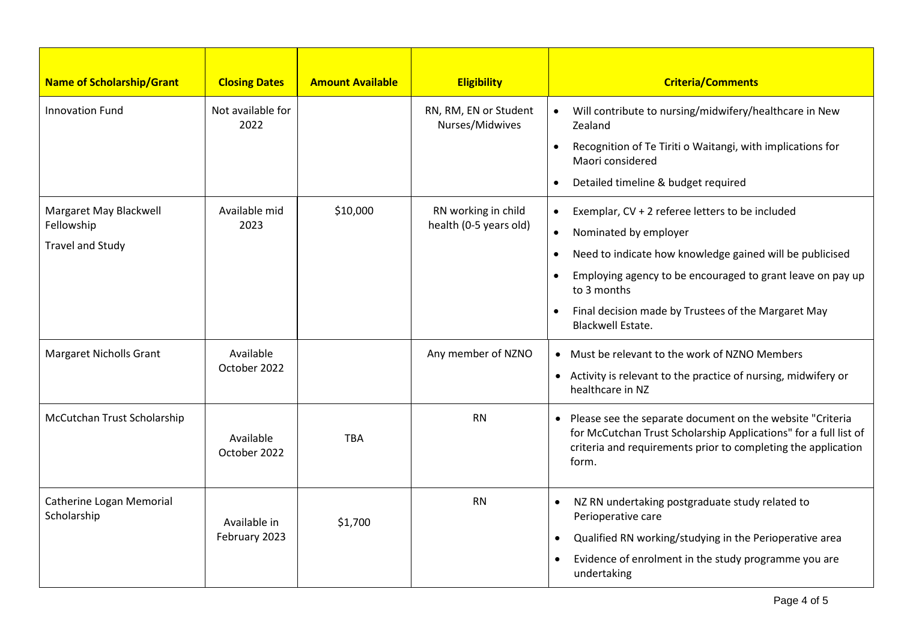| Name of Scholarship/Grant | Closing Dates | Amount Available | Eligibility | Criteria/Comments |
|---|---|---|---|---|
| Innovation Fund | Not available for 2022 | | RN, RM, EN or Student Nurses/Midwives | • Will contribute to nursing/midwifery/healthcare in New Zealand<br>• Recognition of Te Tiriti o Waitangi, with implications for Maori considered<br>• Detailed timeline & budget required |
| Margaret May Blackwell Fellowship<br><br>Travel and Study | Available mid 2023 | $10,000 | RN working in child health (0-5 years old) | • Exemplar, CV + 2 referee letters to be included<br>• Nominated by employer<br>• Need to indicate how knowledge gained will be publicised<br>• Employing agency to be encouraged to grant leave on pay up to 3 months<br>• Final decision made by Trustees of the Margaret May Blackwell Estate. |
| Margaret Nicholls Grant | Available October 2022 | | Any member of NZNO | • Must be relevant to the work of NZNO Members<br>• Activity is relevant to the practice of nursing, midwifery or healthcare in NZ |
| McCutchan Trust Scholarship | Available October 2022 | TBA | RN | • Please see the separate document on the website "Criteria for McCutchan Trust Scholarship Applications" for a full list of criteria and requirements prior to completing the application form. |
| Catherine Logan Memorial Scholarship | Available in February 2023 | $1,700 | RN | • NZ RN undertaking postgraduate study related to Perioperative care<br>• Qualified RN working/studying in the Perioperative area<br>• Evidence of enrolment in the study programme you are undertaking |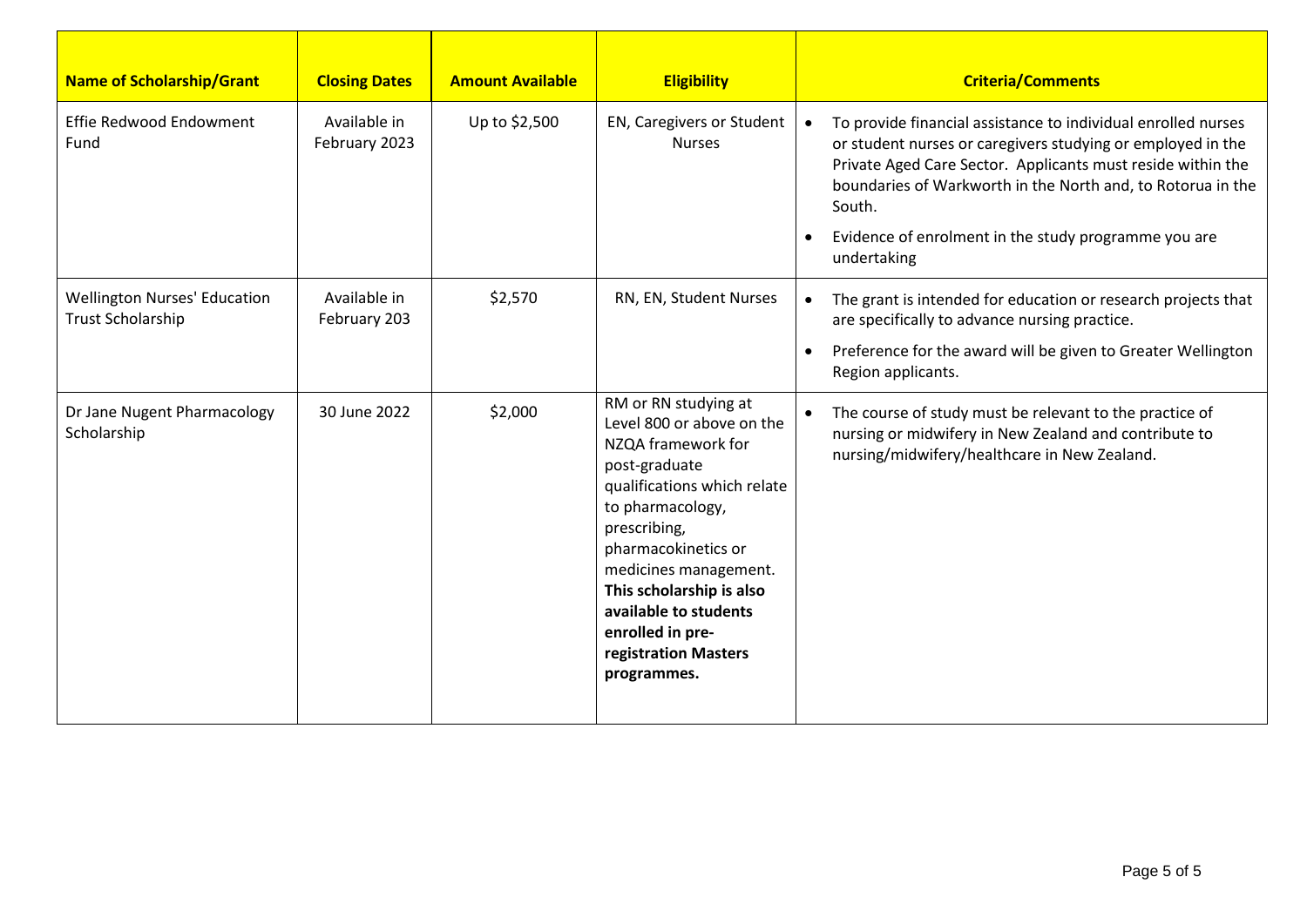| **Name of Scholarship/Grant** | **Closing Dates** | **Amount Available** | **Eligibility** | **Criteria/Comments** |
|---|---|---|---|---|
| Effie Redwood Endowment Fund | Available in February 2023 | Up to $2,500 | EN, Caregivers or Student Nurses | • To provide financial assistance to individual enrolled nurses or student nurses or caregivers studying or employed in the Private Aged Care Sector. Applicants must reside within the boundaries of Warkworth in the North and, to Rotorua in the South.<br>• Evidence of enrolment in the study programme you are undertaking |
| Wellington Nurses' Education Trust Scholarship | Available in February 203 | $2,570 | RN, EN, Student Nurses | • The grant is intended for education or research projects that are specifically to advance nursing practice.<br>• Preference for the award will be given to Greater Wellington Region applicants. |
| Dr Jane Nugent Pharmacology Scholarship | 30 June 2022 | $2,000 | RM or RN studying at Level 800 or above on the NZQA framework for post-graduate qualifications which relate to pharmacology, prescribing, pharmacokinetics or medicines management. **This scholarship is also available to students enrolled in pre-registration Masters programmes.** | • The course of study must be relevant to the practice of nursing or midwifery in New Zealand and contribute to nursing/midwifery/healthcare in New Zealand. |